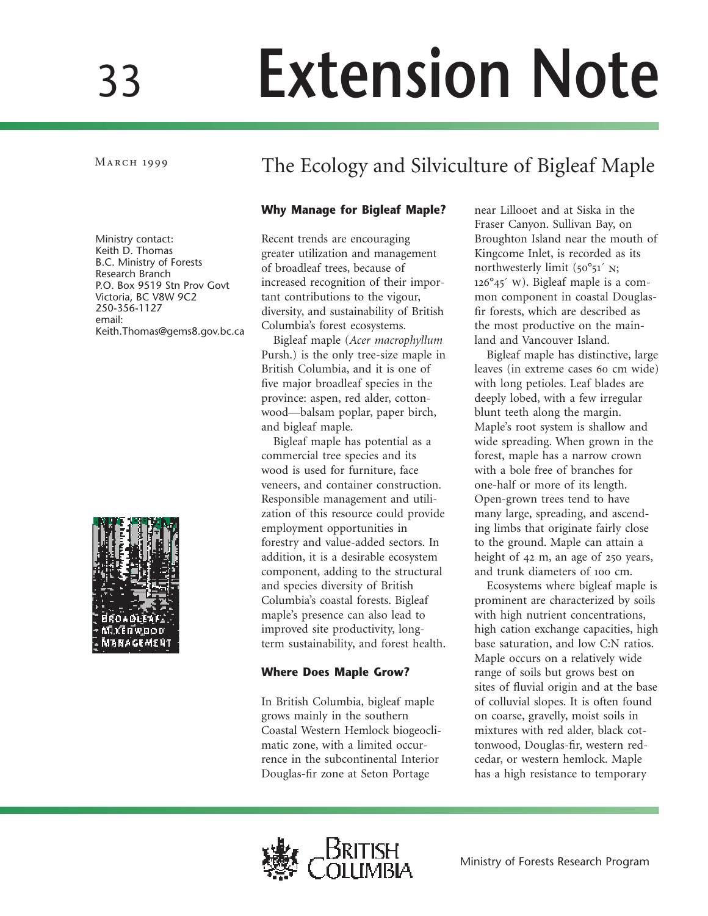33

# Extension Note

March 1999

## The Ecology and Silviculture of Bigleaf Maple

Ministry contact:
Keith D. Thomas
B.C. Ministry of Forests
Research Branch
P.O. Box 9519 Stn Prov Govt
Victoria, BC V8W 9C2
250-356-1127
email:
Keith.Thomas@gems8.gov.bc.ca

BROADLEAF MIXEDWOOD MANAGEMENT

### Why Manage for Bigleaf Maple?

Recent trends are encouraging greater utilization and management of broadleaf trees, because of increased recognition of their important contributions to the vigour, diversity, and sustainability of British Columbia's forest ecosystems.

Bigleaf maple (*Acer macrophyllum* Pursh.) is the only tree-size maple in British Columbia, and it is one of five major broadleaf species in the province: aspen, red alder, cottonwood—balsam poplar, paper birch, and bigleaf maple.

Bigleaf maple has potential as a commercial tree species and its wood is used for furniture, face veneers, and container construction. Responsible management and utilization of this resource could provide employment opportunities in forestry and value-added sectors. In addition, it is a desirable ecosystem component, adding to the structural and species diversity of British Columbia's coastal forests. Bigleaf maple's presence can also lead to improved site productivity, long-term sustainability, and forest health.

### Where Does Maple Grow?

In British Columbia, bigleaf maple grows mainly in the southern Coastal Western Hemlock biogeoclimatic zone, with a limited occurrence in the subcontinental Interior Douglas-fir zone at Seton Portage near Lillooet and at Siska in the Fraser Canyon. Sullivan Bay, on Broughton Island near the mouth of Kingcome Inlet, is recorded as its northwesterly limit (50°51´ N; 126°45´ W). Bigleaf maple is a common component in coastal Douglas-fir forests, which are described as the most productive on the mainland and Vancouver Island.

Bigleaf maple has distinctive, large leaves (in extreme cases 60 cm wide) with long petioles. Leaf blades are deeply lobed, with a few irregular blunt teeth along the margin. Maple's root system is shallow and wide spreading. When grown in the forest, maple has a narrow crown with a bole free of branches for one-half or more of its length. Open-grown trees tend to have many large, spreading, and ascending limbs that originate fairly close to the ground. Maple can attain a height of 42 m, an age of 250 years, and trunk diameters of 100 cm.

Ecosystems where bigleaf maple is prominent are characterized by soils with high nutrient concentrations, high cation exchange capacities, high base saturation, and low C:N ratios. Maple occurs on a relatively wide range of soils but grows best on sites of fluvial origin and at the base of colluvial slopes. It is often found on coarse, gravelly, moist soils in mixtures with red alder, black cottonwood, Douglas-fir, western redcedar, or western hemlock. Maple has a high resistance to temporary

Ministry of Forests Research Program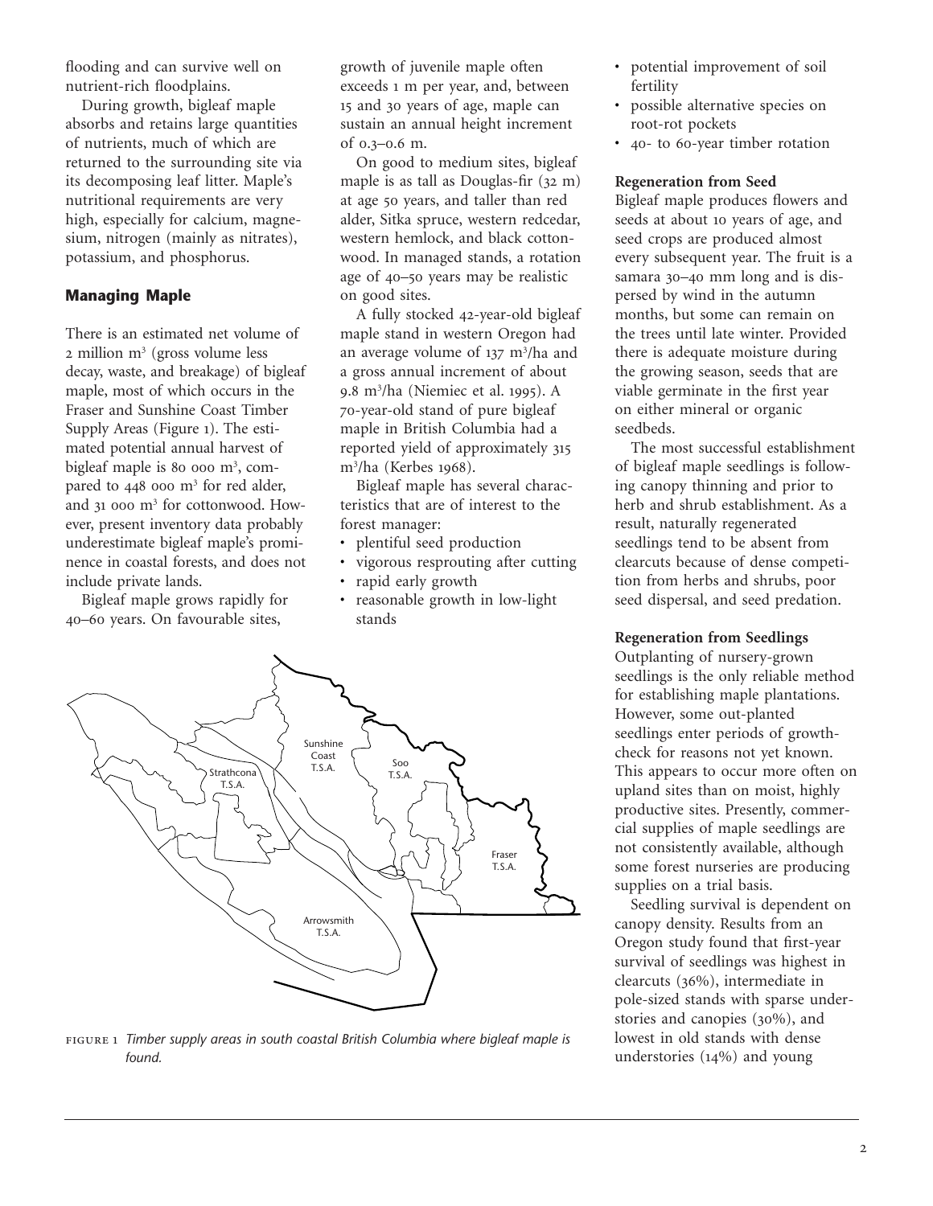flooding and can survive well on nutrient-rich floodplains.

During growth, bigleaf maple absorbs and retains large quantities of nutrients, much of which are returned to the surrounding site via its decomposing leaf litter. Maple's nutritional requirements are very high, especially for calcium, magnesium, nitrogen (mainly as nitrates), potassium, and phosphorus.

## Managing Maple

There is an estimated net volume of 2 million $m^3$ (gross volume less decay, waste, and breakage) of bigleaf maple, most of which occurs in the Fraser and Sunshine Coast Timber Supply Areas (Figure 1). The estimated potential annual harvest of bigleaf maple is 80 000 $m^3$, compared to 448 000 $m^3$ for red alder, and 31 000 $m^3$ for cottonwood. However, present inventory data probably underestimate bigleaf maple's prominence in coastal forests, and does not include private lands.

Bigleaf maple grows rapidly for 40–60 years. On favourable sites, growth of juvenile maple often exceeds 1 m per year, and, between 15 and 30 years of age, maple can sustain an annual height increment of 0.3–0.6 m.

On good to medium sites, bigleaf maple is as tall as Douglas-fir (32 m) at age 50 years, and taller than red alder, Sitka spruce, western redcedar, western hemlock, and black cottonwood. In managed stands, a rotation age of 40–50 years may be realistic on good sites.

A fully stocked 42-year-old bigleaf maple stand in western Oregon had an average volume of 137 $m^3$/ha and a gross annual increment of about 9.8 $m^3$/ha (Niemiec et al. 1995). A 70-year-old stand of pure bigleaf maple in British Columbia had a reported yield of approximately 315 $m^3$/ha (Kerbes 1968).

Bigleaf maple has several characteristics that are of interest to the forest manager:

- plentiful seed production
- vigorous resprouting after cutting
- rapid early growth
- reasonable growth in low-light stands
- potential improvement of soil fertility
- possible alternative species on root-rot pockets
- 40- to 60-year timber rotation

FIGURE 1 *Timber supply areas in south coastal British Columbia where bigleaf maple is found.*

### Regeneration from Seed

Bigleaf maple produces flowers and seeds at about 10 years of age, and seed crops are produced almost every subsequent year. The fruit is a samara 30–40 mm long and is dispersed by wind in the autumn months, but some can remain on the trees until late winter. Provided there is adequate moisture during the growing season, seeds that are viable germinate in the first year on either mineral or organic seedbeds.

The most successful establishment of bigleaf maple seedlings is following canopy thinning and prior to herb and shrub establishment. As a result, naturally regenerated seedlings tend to be absent from clearcuts because of dense competition from herbs and shrubs, poor seed dispersal, and seed predation.

### Regeneration from Seedlings

Outplanting of nursery-grown seedlings is the only reliable method for establishing maple plantations. However, some out-planted seedlings enter periods of growth-check for reasons not yet known. This appears to occur more often on upland sites than on moist, highly productive sites. Presently, commercial supplies of maple seedlings are not consistently available, although some forest nurseries are producing supplies on a trial basis.

Seedling survival is dependent on canopy density. Results from an Oregon study found that first-year survival of seedlings was highest in clearcuts (36%), intermediate in pole-sized stands with sparse understories and canopies (30%), and lowest in old stands with dense understories (14%) and young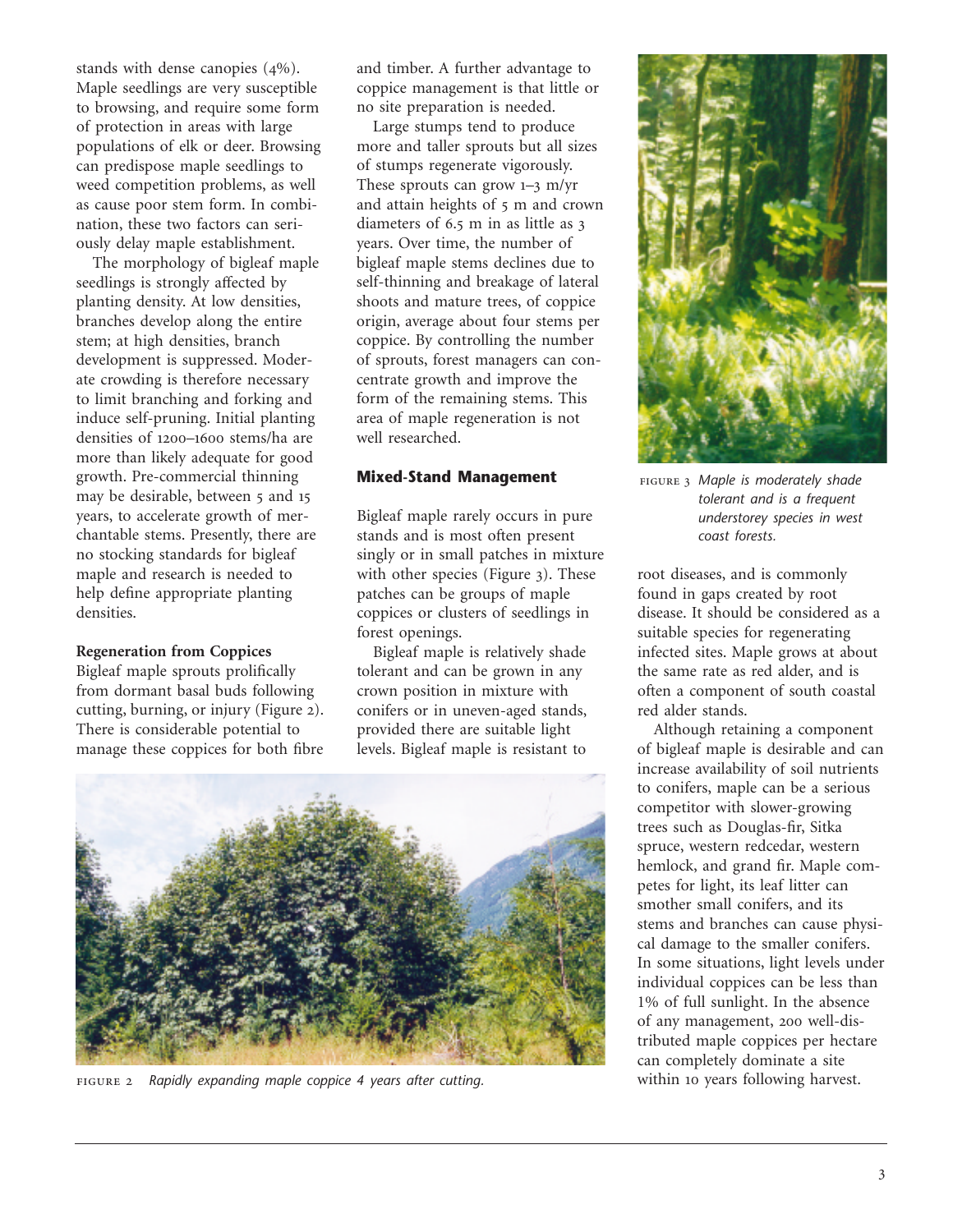stands with dense canopies (4%). Maple seedlings are very susceptible to browsing, and require some form of protection in areas with large populations of elk or deer. Browsing can predispose maple seedlings to weed competition problems, as well as cause poor stem form. In combination, these two factors can seriously delay maple establishment.

The morphology of bigleaf maple seedlings is strongly affected by planting density. At low densities, branches develop along the entire stem; at high densities, branch development is suppressed. Moderate crowding is therefore necessary to limit branching and forking and induce self-pruning. Initial planting densities of 1200–1600 stems/ha are more than likely adequate for good growth. Pre-commercial thinning may be desirable, between 5 and 15 years, to accelerate growth of merchantable stems. Presently, there are no stocking standards for bigleaf maple and research is needed to help define appropriate planting densities.

**Regeneration from Coppices**

Bigleaf maple sprouts prolifically from dormant basal buds following cutting, burning, or injury (Figure 2). There is considerable potential to manage these coppices for both fibre and timber. A further advantage to coppice management is that little or no site preparation is needed.

Large stumps tend to produce more and taller sprouts but all sizes of stumps regenerate vigorously. These sprouts can grow 1–3 m/yr and attain heights of 5 m and crown diameters of 6.5 m in as little as 3 years. Over time, the number of bigleaf maple stems declines due to self-thinning and breakage of lateral shoots and mature trees, of coppice origin, average about four stems per coppice. By controlling the number of sprouts, forest managers can concentrate growth and improve the form of the remaining stems. This area of maple regeneration is not well researched.

FIGURE 2 *Rapidly expanding maple coppice 4 years after cutting.*

## Mixed-Stand Management

Bigleaf maple rarely occurs in pure stands and is most often present singly or in small patches in mixture with other species (Figure 3). These patches can be groups of maple coppices or clusters of seedlings in forest openings.

Bigleaf maple is relatively shade tolerant and can be grown in any crown position in mixture with conifers or in uneven-aged stands, provided there are suitable light levels. Bigleaf maple is resistant to root diseases, and is commonly found in gaps created by root disease. It should be considered as a suitable species for regenerating infected sites. Maple grows at about the same rate as red alder, and is often a component of south coastal red alder stands.

FIGURE 3 *Maple is moderately shade tolerant and is a frequent understorey species in west coast forests.*

Although retaining a component of bigleaf maple is desirable and can increase availability of soil nutrients to conifers, maple can be a serious competitor with slower-growing trees such as Douglas-fir, Sitka spruce, western redcedar, western hemlock, and grand fir. Maple competes for light, its leaf litter can smother small conifers, and its stems and branches can cause physical damage to the smaller conifers. In some situations, light levels under individual coppices can be less than 1% of full sunlight. In the absence of any management, 200 well-distributed maple coppices per hectare can completely dominate a site within 10 years following harvest.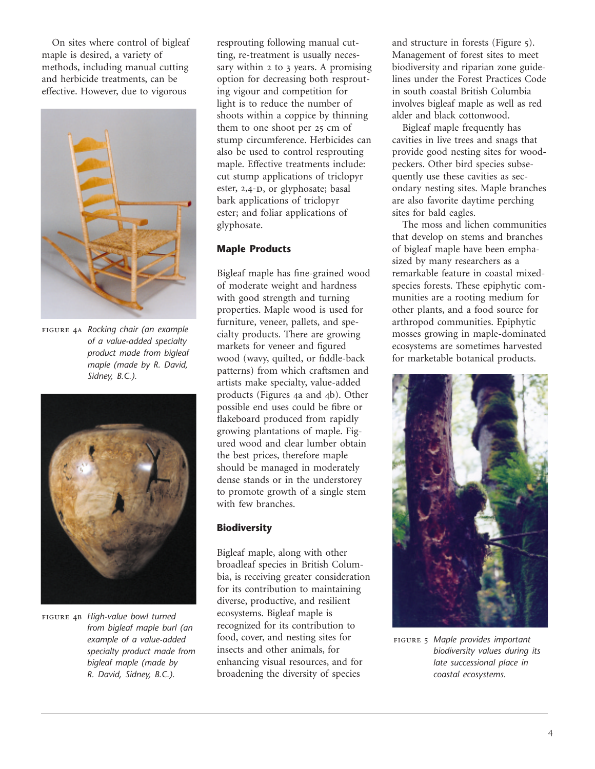On sites where control of bigleaf maple is desired, a variety of methods, including manual cutting and herbicide treatments, can be effective. However, due to vigorous resprouting following manual cutting, re-treatment is usually necessary within 2 to 3 years. A promising option for decreasing both resprouting vigour and competition for light is to reduce the number of shoots within a coppice by thinning them to one shoot per 25 cm of stump circumference. Herbicides can also be used to control resprouting maple. Effective treatments include: cut stump applications of triclopyr ester, 2,4-D, or glyphosate; basal bark applications of triclopyr ester; and foliar applications of glyphosate.

FIGURE 4A *Rocking chair (an example of a value-added specialty product made from bigleaf maple (made by R. David, Sidney, B.C.).*

FIGURE 4B *High-value bowl turned from bigleaf maple burl (an example of a value-added specialty product made from bigleaf maple (made by R. David, Sidney, B.C.).*

## Maple Products

Bigleaf maple has fine-grained wood of moderate weight and hardness with good strength and turning properties. Maple wood is used for furniture, veneer, pallets, and specialty products. There are growing markets for veneer and figured wood (wavy, quilted, or fiddle-back patterns) from which craftsmen and artists make specialty, value-added products (Figures 4a and 4b). Other possible end uses could be fibre or flakeboard produced from rapidly growing plantations of maple. Figured wood and clear lumber obtain the best prices, therefore maple should be managed in moderately dense stands or in the understorey to promote growth of a single stem with few branches.

## Biodiversity

Bigleaf maple, along with other broadleaf species in British Columbia, is receiving greater consideration for its contribution to maintaining diverse, productive, and resilient ecosystems. Bigleaf maple is recognized for its contribution to food, cover, and nesting sites for insects and other animals, for enhancing visual resources, and for broadening the diversity of species and structure in forests (Figure 5). Management of forest sites to meet biodiversity and riparian zone guidelines under the Forest Practices Code in south coastal British Columbia involves bigleaf maple as well as red alder and black cottonwood.

Bigleaf maple frequently has cavities in live trees and snags that provide good nesting sites for woodpeckers. Other bird species subsequently use these cavities as secondary nesting sites. Maple branches are also favorite daytime perching sites for bald eagles.

The moss and lichen communities that develop on stems and branches of bigleaf maple have been emphasized by many researchers as a remarkable feature in coastal mixed-species forests. These epiphytic communities are a rooting medium for other plants, and a food source for arthropod communities. Epiphytic mosses growing in maple-dominated ecosystems are sometimes harvested for marketable botanical products.

FIGURE 5 *Maple provides important biodiversity values during its late successional place in coastal ecosystems.*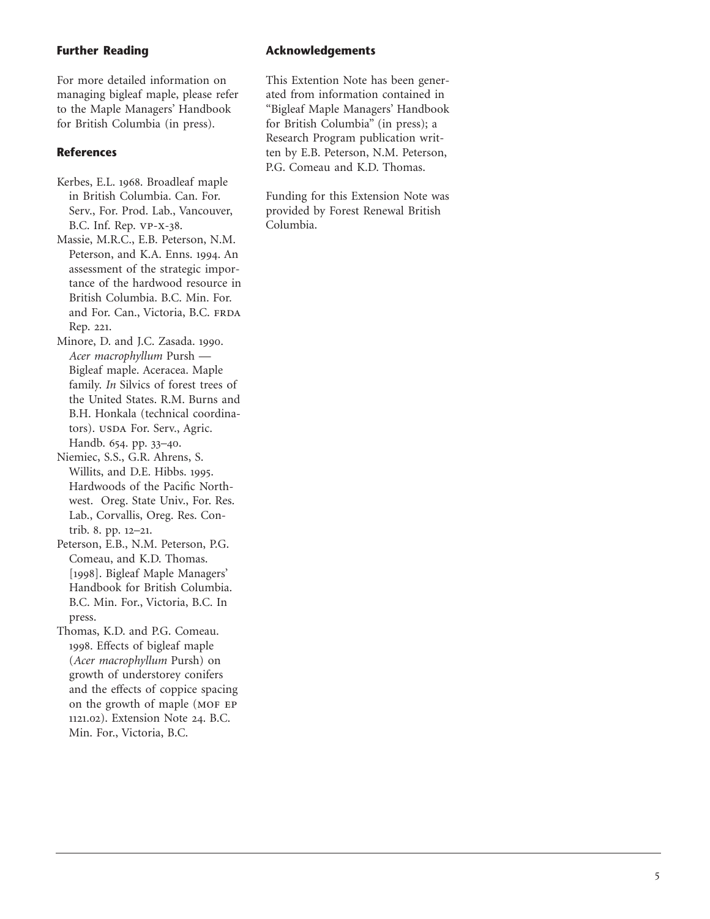## Further Reading

For more detailed information on managing bigleaf maple, please refer to the Maple Managers' Handbook for British Columbia (in press).

## References

Kerbes, E.L. 1968. Broadleaf maple in British Columbia. Can. For. Serv., For. Prod. Lab., Vancouver, B.C. Inf. Rep. VP-X-38.

Massie, M.R.C., E.B. Peterson, N.M. Peterson, and K.A. Enns. 1994. An assessment of the strategic importance of the hardwood resource in British Columbia. B.C. Min. For. and For. Can., Victoria, B.C. FRDA Rep. 221.

Minore, D. and J.C. Zasada. 1990. *Acer macrophyllum* Pursh — Bigleaf maple. Aceracea. Maple family. *In* Silvics of forest trees of the United States. R.M. Burns and B.H. Honkala (technical coordinators). USDA For. Serv., Agric. Handb. 654. pp. 33–40.

Niemiec, S.S., G.R. Ahrens, S. Willits, and D.E. Hibbs. 1995. Hardwoods of the Pacific Northwest. Oreg. State Univ., For. Res. Lab., Corvallis, Oreg. Res. Contrib. 8. pp. 12–21.

Peterson, E.B., N.M. Peterson, P.G. Comeau, and K.D. Thomas. [1998]. Bigleaf Maple Managers' Handbook for British Columbia. B.C. Min. For., Victoria, B.C. In press.

Thomas, K.D. and P.G. Comeau. 1998. Effects of bigleaf maple (*Acer macrophyllum* Pursh) on growth of understorey conifers and the effects of coppice spacing on the growth of maple (MOF EP 1121.02). Extension Note 24. B.C. Min. For., Victoria, B.C.

## Acknowledgements

This Extention Note has been generated from information contained in "Bigleaf Maple Managers' Handbook for British Columbia" (in press); a Research Program publication written by E.B. Peterson, N.M. Peterson, P.G. Comeau and K.D. Thomas.

Funding for this Extension Note was provided by Forest Renewal British Columbia.